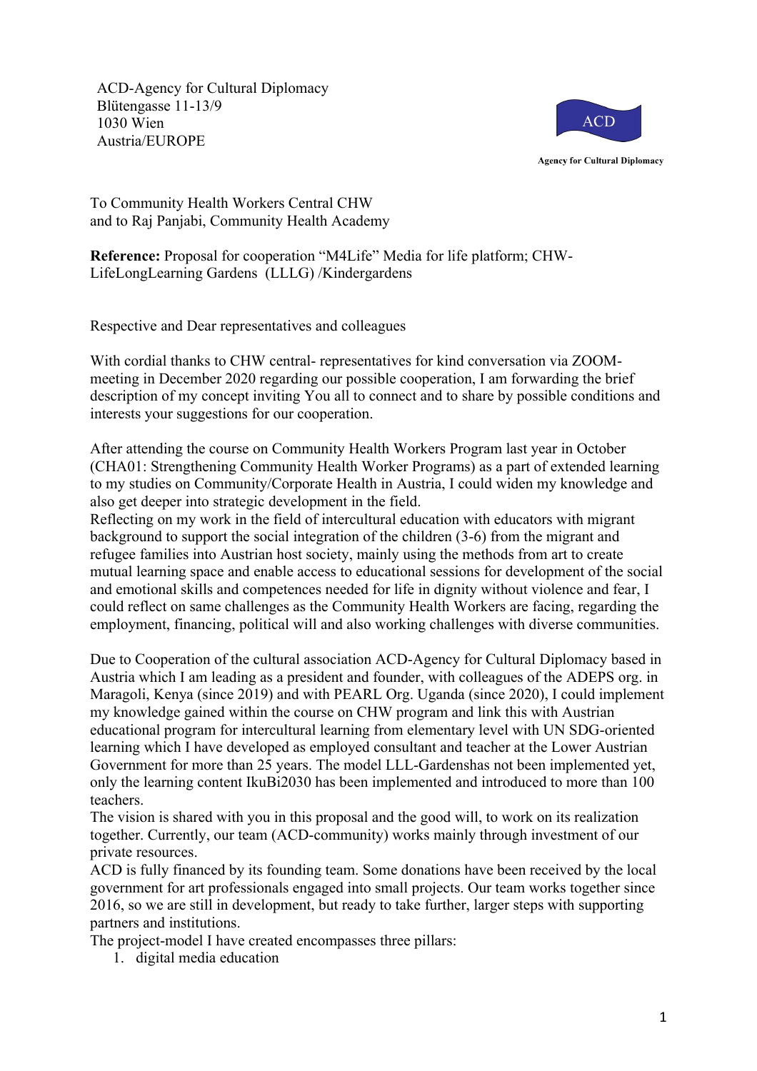ACD-Agency for Cultural Diplomacy
Blütengasse 11-13/9
1030 Wien
Austria/EUROPE

ACD

Agency for Cultural Diplomacy

To Community Health Workers Central CHW
and to Raj Panjabi, Community Health Academy

**Reference:** Proposal for cooperation "M4Life" Media for life platform; CHW-LifeLongLearning Gardens (LLLG) /Kindergardens

Respective and Dear representatives and colleagues

With cordial thanks to CHW central- representatives for kind conversation via ZOOM-meeting in December 2020 regarding our possible cooperation, I am forwarding the brief description of my concept inviting You all to connect and to share by possible conditions and interests your suggestions for our cooperation.

After attending the course on Community Health Workers Program last year in October (CHA01: Strengthening Community Health Worker Programs) as a part of extended learning to my studies on Community/Corporate Health in Austria, I could widen my knowledge and also get deeper into strategic development in the field.
Reflecting on my work in the field of intercultural education with educators with migrant background to support the social integration of the children (3-6) from the migrant and refugee families into Austrian host society, mainly using the methods from art to create mutual learning space and enable access to educational sessions for development of the social and emotional skills and competences needed for life in dignity without violence and fear, I could reflect on same challenges as the Community Health Workers are facing, regarding the employment, financing, political will and also working challenges with diverse communities.

Due to Cooperation of the cultural association ACD-Agency for Cultural Diplomacy based in Austria which I am leading as a president and founder, with colleagues of the ADEPS org. in Maragoli, Kenya (since 2019) and with PEARL Org. Uganda (since 2020), I could implement my knowledge gained within the course on CHW program and link this with Austrian educational program for intercultural learning from elementary level with UN SDG-oriented learning which I have developed as employed consultant and teacher at the Lower Austrian Government for more than 25 years. The model LLL-Gardenshas not been implemented yet, only the learning content IkuBi2030 has been implemented and introduced to more than 100 teachers.
The vision is shared with you in this proposal and the good will, to work on its realization together. Currently, our team (ACD-community) works mainly through investment of our private resources.
ACD is fully financed by its founding team. Some donations have been received by the local government for art professionals engaged into small projects. Our team works together since 2016, so we are still in development, but ready to take further, larger steps with supporting partners and institutions.
The project-model I have created encompasses three pillars:

1. digital media education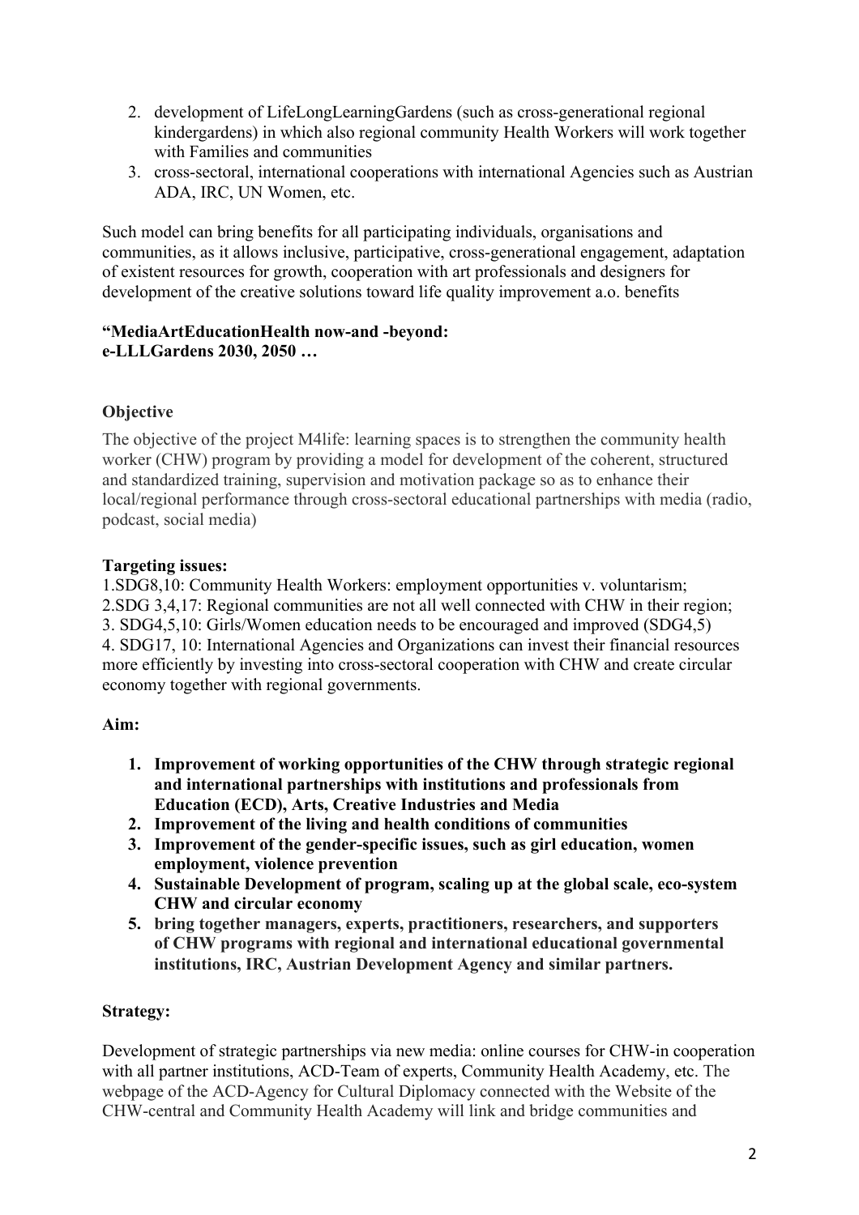2. development of LifeLongLearningGardens (such as cross-generational regional kindergardens) in which also regional community Health Workers will work together with Families and communities
3. cross-sectoral, international cooperations with international Agencies such as Austrian ADA, IRC, UN Women, etc.

Such model can bring benefits for all participating individuals, organisations and communities, as it allows inclusive, participative, cross-generational engagement, adaptation of existent resources for growth, cooperation with art professionals and designers for development of the creative solutions toward life quality improvement a.o. benefits

**"MediaArtEducationHealth now-and -beyond:**
**e-LLLGardens 2030, 2050 …**

**Objective**

The objective of the project M4life: learning spaces is to strengthen the community health worker (CHW) program by providing a model for development of the coherent, structured and standardized training, supervision and motivation package so as to enhance their local/regional performance through cross-sectoral educational partnerships with media (radio, podcast, social media)

**Targeting issues:**

1.SDG8,10: Community Health Workers: employment opportunities v. voluntarism;
2.SDG 3,4,17: Regional communities are not all well connected with CHW in their region;
3. SDG4,5,10: Girls/Women education needs to be encouraged and improved (SDG4,5)
4. SDG17, 10: International Agencies and Organizations can invest their financial resources more efficiently by investing into cross-sectoral cooperation with CHW and create circular economy together with regional governments.

**Aim:**

1. **Improvement of working opportunities of the CHW through strategic regional and international partnerships with institutions and professionals from Education (ECD), Arts, Creative Industries and Media**
2. **Improvement of the living and health conditions of communities**
3. **Improvement of the gender-specific issues, such as girl education, women employment, violence prevention**
4. **Sustainable Development of program, scaling up at the global scale, eco-system CHW and circular economy**
5. **bring together managers, experts, practitioners, researchers, and supporters of CHW programs with regional and international educational governmental institutions, IRC, Austrian Development Agency and similar partners.**

**Strategy:**

Development of strategic partnerships via new media: online courses for CHW-in cooperation with all partner institutions, ACD-Team of experts, Community Health Academy, etc. The webpage of the ACD-Agency for Cultural Diplomacy connected with the Website of the CHW-central and Community Health Academy will link and bridge communities and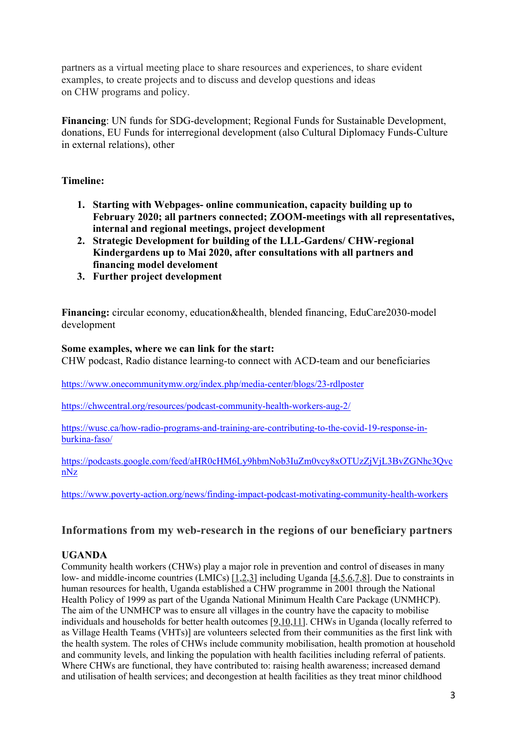partners as a virtual meeting place to share resources and experiences, to share evident examples, to create projects and to discuss and develop questions and ideas on CHW programs and policy.

**Financing**: UN funds for SDG-development; Regional Funds for Sustainable Development, donations, EU Funds for interregional development (also Cultural Diplomacy Funds-Culture in external relations), other

**Timeline:**

1. **Starting with Webpages- online communication, capacity building up to February 2020; all partners connected; ZOOM-meetings with all representatives, internal and regional meetings, project development**
2. **Strategic Development for building of the LLL-Gardens/ CHW-regional Kindergardens up to Mai 2020, after consultations with all partners and financing model develoment**
3. **Further project development**

**Financing:** circular economy, education&health, blended financing, EduCare2030-model development

**Some examples, where we can link for the start:**
CHW podcast, Radio distance learning-to connect with ACD-team and our beneficiaries

https://www.onecommunitymw.org/index.php/media-center/blogs/23-rdlposter

https://chwcentral.org/resources/podcast-community-health-workers-aug-2/

https://wusc.ca/how-radio-programs-and-training-are-contributing-to-the-covid-19-response-in-burkina-faso/

https://podcasts.google.com/feed/aHR0cHM6Ly9hbmNob3IuZm0vcy8xOTUzZjVjL3BvZGNhc3QvcnNz

https://www.poverty-action.org/news/finding-impact-podcast-motivating-community-health-workers

## Informations from my web-research in the regions of our beneficiary partners

**UGANDA**
Community health workers (CHWs) play a major role in prevention and control of diseases in many low- and middle-income countries (LMICs) [1,2,3] including Uganda [4,5,6,7,8]. Due to constraints in human resources for health, Uganda established a CHW programme in 2001 through the National Health Policy of 1999 as part of the Uganda National Minimum Health Care Package (UNMHCP). The aim of the UNMHCP was to ensure all villages in the country have the capacity to mobilise individuals and households for better health outcomes [9,10,11]. CHWs in Uganda (locally referred to as Village Health Teams (VHTs)] are volunteers selected from their communities as the first link with the health system. The roles of CHWs include community mobilisation, health promotion at household and community levels, and linking the population with health facilities including referral of patients. Where CHWs are functional, they have contributed to: raising health awareness; increased demand and utilisation of health services; and decongestion at health facilities as they treat minor childhood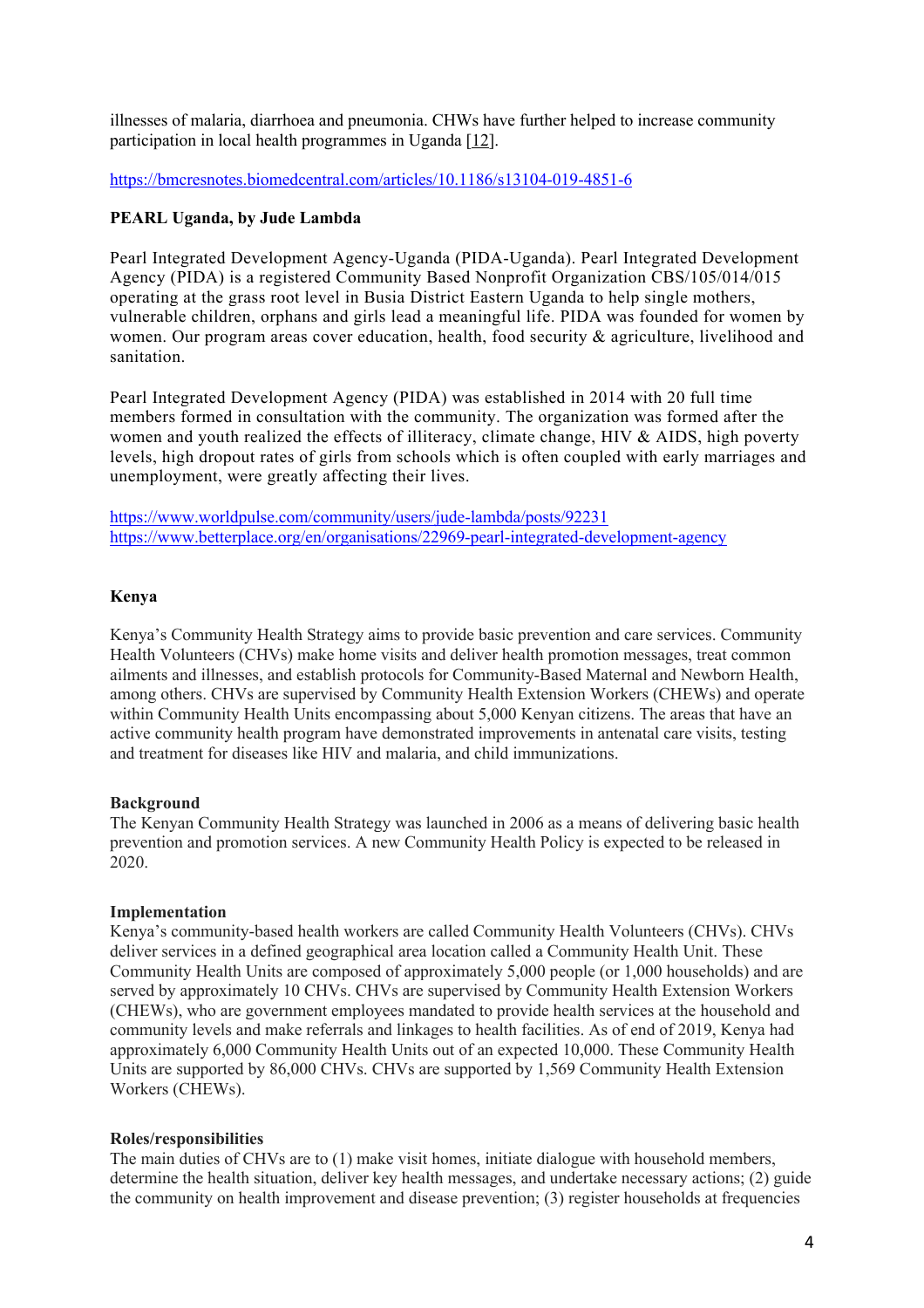illnesses of malaria, diarrhoea and pneumonia. CHWs have further helped to increase community participation in local health programmes in Uganda [12].

https://bmcresnotes.biomedcentral.com/articles/10.1186/s13104-019-4851-6

**PEARL Uganda, by Jude Lambda**

Pearl Integrated Development Agency-Uganda (PIDA-Uganda). Pearl Integrated Development Agency (PIDA) is a registered Community Based Nonprofit Organization CBS/105/014/015 operating at the grass root level in Busia District Eastern Uganda to help single mothers, vulnerable children, orphans and girls lead a meaningful life. PIDA was founded for women by women. Our program areas cover education, health, food security & agriculture, livelihood and sanitation.

Pearl Integrated Development Agency (PIDA) was established in 2014 with 20 full time members formed in consultation with the community. The organization was formed after the women and youth realized the effects of illiteracy, climate change, HIV & AIDS, high poverty levels, high dropout rates of girls from schools which is often coupled with early marriages and unemployment, were greatly affecting their lives.

https://www.worldpulse.com/community/users/jude-lambda/posts/92231
https://www.betterplace.org/en/organisations/22969-pearl-integrated-development-agency

## Kenya

Kenya's Community Health Strategy aims to provide basic prevention and care services. Community Health Volunteers (CHVs) make home visits and deliver health promotion messages, treat common ailments and illnesses, and establish protocols for Community-Based Maternal and Newborn Health, among others. CHVs are supervised by Community Health Extension Workers (CHEWs) and operate within Community Health Units encompassing about 5,000 Kenyan citizens. The areas that have an active community health program have demonstrated improvements in antenatal care visits, testing and treatment for diseases like HIV and malaria, and child immunizations.

### Background

The Kenyan Community Health Strategy was launched in 2006 as a means of delivering basic health prevention and promotion services. A new Community Health Policy is expected to be released in 2020.

### Implementation

Kenya's community-based health workers are called Community Health Volunteers (CHVs). CHVs deliver services in a defined geographical area location called a Community Health Unit. These Community Health Units are composed of approximately 5,000 people (or 1,000 households) and are served by approximately 10 CHVs. CHVs are supervised by Community Health Extension Workers (CHEWs), who are government employees mandated to provide health services at the household and community levels and make referrals and linkages to health facilities. As of end of 2019, Kenya had approximately 6,000 Community Health Units out of an expected 10,000. These Community Health Units are supported by 86,000 CHVs. CHVs are supported by 1,569 Community Health Extension Workers (CHEWs).

### Roles/responsibilities

The main duties of CHVs are to (1) make visit homes, initiate dialogue with household members, determine the health situation, deliver key health messages, and undertake necessary actions; (2) guide the community on health improvement and disease prevention; (3) register households at frequencies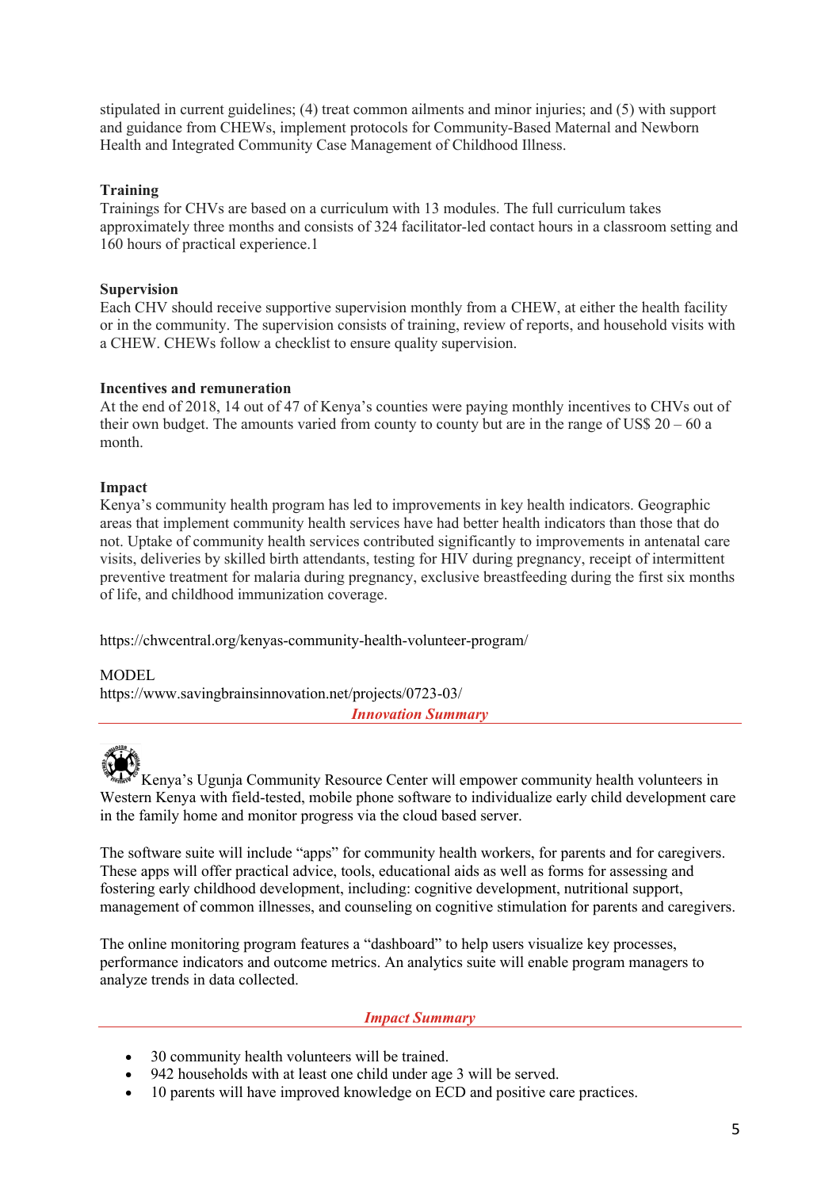stipulated in current guidelines; (4) treat common ailments and minor injuries; and (5) with support and guidance from CHEWs, implement protocols for Community-Based Maternal and Newborn Health and Integrated Community Case Management of Childhood Illness.

**Training**

Trainings for CHVs are based on a curriculum with 13 modules. The full curriculum takes approximately three months and consists of 324 facilitator-led contact hours in a classroom setting and 160 hours of practical experience.1

**Supervision**

Each CHV should receive supportive supervision monthly from a CHEW, at either the health facility or in the community. The supervision consists of training, review of reports, and household visits with a CHEW. CHEWs follow a checklist to ensure quality supervision.

**Incentives and remuneration**

At the end of 2018, 14 out of 47 of Kenya's counties were paying monthly incentives to CHVs out of their own budget. The amounts varied from county to county but are in the range of US$ 20 – 60 a month.

**Impact**

Kenya's community health program has led to improvements in key health indicators. Geographic areas that implement community health services have had better health indicators than those that do not. Uptake of community health services contributed significantly to improvements in antenatal care visits, deliveries by skilled birth attendants, testing for HIV during pregnancy, receipt of intermittent preventive treatment for malaria during pregnancy, exclusive breastfeeding during the first six months of life, and childhood immunization coverage.

https://chwcentral.org/kenyas-community-health-volunteer-program/

MODEL

https://www.savingbrainsinnovation.net/projects/0723-03/

***Innovation Summary***

Kenya's Ugunja Community Resource Center will empower community health volunteers in Western Kenya with field-tested, mobile phone software to individualize early child development care in the family home and monitor progress via the cloud based server.

The software suite will include "apps" for community health workers, for parents and for caregivers. These apps will offer practical advice, tools, educational aids as well as forms for assessing and fostering early childhood development, including: cognitive development, nutritional support, management of common illnesses, and counseling on cognitive stimulation for parents and caregivers.

The online monitoring program features a "dashboard" to help users visualize key processes, performance indicators and outcome metrics. An analytics suite will enable program managers to analyze trends in data collected.

***Impact Summary***

- 30 community health volunteers will be trained.
- 942 households with at least one child under age 3 will be served.
- 10 parents will have improved knowledge on ECD and positive care practices.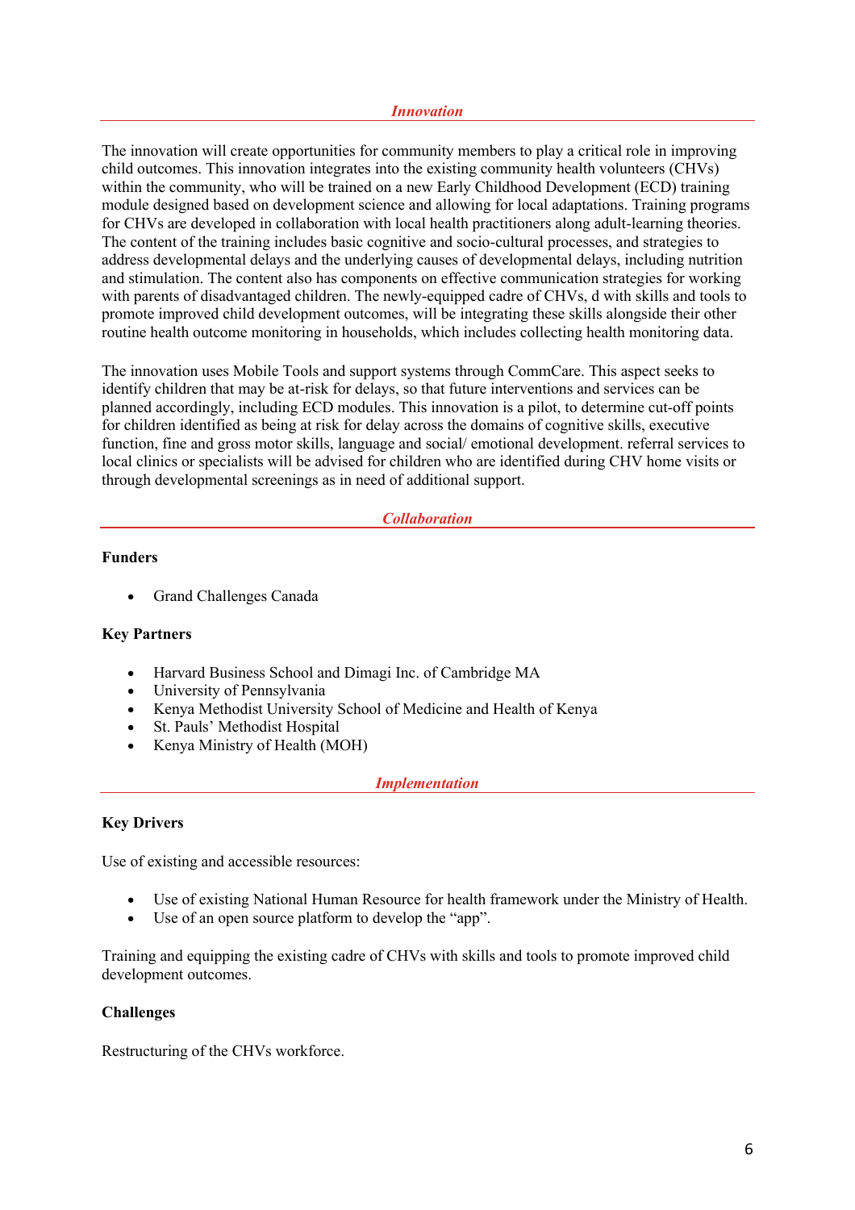## *Innovation*

The innovation will create opportunities for community members to play a critical role in improving child outcomes. This innovation integrates into the existing community health volunteers (CHVs) within the community, who will be trained on a new Early Childhood Development (ECD) training module designed based on development science and allowing for local adaptations. Training programs for CHVs are developed in collaboration with local health practitioners along adult-learning theories. The content of the training includes basic cognitive and socio-cultural processes, and strategies to address developmental delays and the underlying causes of developmental delays, including nutrition and stimulation. The content also has components on effective communication strategies for working with parents of disadvantaged children. The newly-equipped cadre of CHVs, d with skills and tools to promote improved child development outcomes, will be integrating these skills alongside their other routine health outcome monitoring in households, which includes collecting health monitoring data.

The innovation uses Mobile Tools and support systems through CommCare. This aspect seeks to identify children that may be at-risk for delays, so that future interventions and services can be planned accordingly, including ECD modules. This innovation is a pilot, to determine cut-off points for children identified as being at risk for delay across the domains of cognitive skills, executive function, fine and gross motor skills, language and social/ emotional development. referral services to local clinics or specialists will be advised for children who are identified during CHV home visits or through developmental screenings as in need of additional support.

## *Collaboration*

**Funders**

- Grand Challenges Canada

**Key Partners**

- Harvard Business School and Dimagi Inc. of Cambridge MA
- University of Pennsylvania
- Kenya Methodist University School of Medicine and Health of Kenya
- St. Pauls' Methodist Hospital
- Kenya Ministry of Health (MOH)

## *Implementation*

**Key Drivers**

Use of existing and accessible resources:

- Use of existing National Human Resource for health framework under the Ministry of Health.
- Use of an open source platform to develop the "app".

Training and equipping the existing cadre of CHVs with skills and tools to promote improved child development outcomes.

**Challenges**

Restructuring of the CHVs workforce.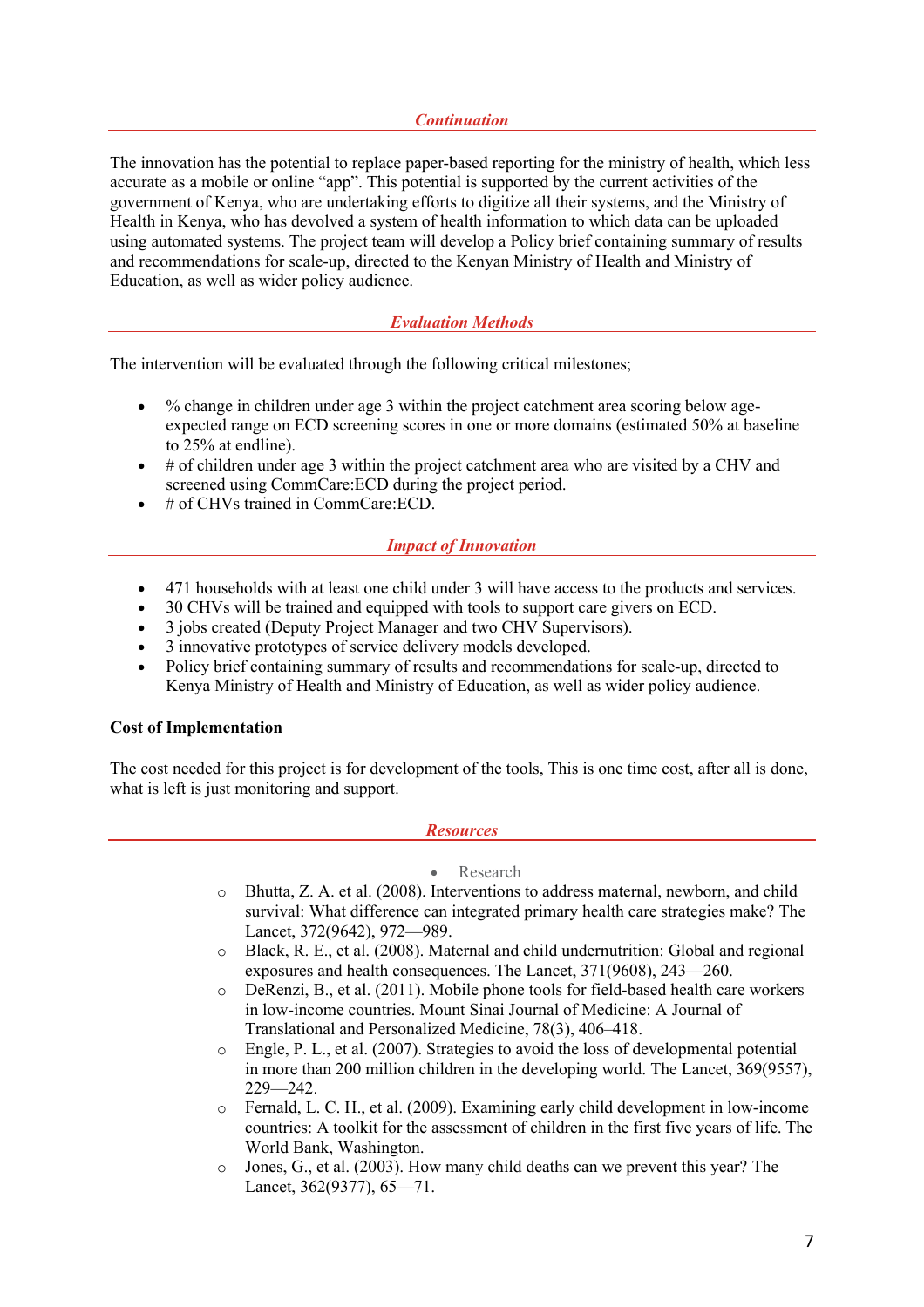## *Continuation*

The innovation has the potential to replace paper-based reporting for the ministry of health, which less accurate as a mobile or online "app". This potential is supported by the current activities of the government of Kenya, who are undertaking efforts to digitize all their systems, and the Ministry of Health in Kenya, who has devolved a system of health information to which data can be uploaded using automated systems. The project team will develop a Policy brief containing summary of results and recommendations for scale-up, directed to the Kenyan Ministry of Health and Ministry of Education, as well as wider policy audience.

## *Evaluation Methods*

The intervention will be evaluated through the following critical milestones;

- % change in children under age 3 within the project catchment area scoring below age-expected range on ECD screening scores in one or more domains (estimated 50% at baseline to 25% at endline).
- # of children under age 3 within the project catchment area who are visited by a CHV and screened using CommCare:ECD during the project period.
- # of CHVs trained in CommCare:ECD.

## *Impact of Innovation*

- 471 households with at least one child under 3 will have access to the products and services.
- 30 CHVs will be trained and equipped with tools to support care givers on ECD.
- 3 jobs created (Deputy Project Manager and two CHV Supervisors).
- 3 innovative prototypes of service delivery models developed.
- Policy brief containing summary of results and recommendations for scale-up, directed to Kenya Ministry of Health and Ministry of Education, as well as wider policy audience.

**Cost of Implementation**

The cost needed for this project is for development of the tools, This is one time cost, after all is done, what is left is just monitoring and support.

## *Resources*

- Research
  - Bhutta, Z. A. et al. (2008). Interventions to address maternal, newborn, and child survival: What difference can integrated primary health care strategies make? The Lancet, 372(9642), 972—989.
  - Black, R. E., et al. (2008). Maternal and child undernutrition: Global and regional exposures and health consequences. The Lancet, 371(9608), 243—260.
  - DeRenzi, B., et al. (2011). Mobile phone tools for field-based health care workers in low-income countries. Mount Sinai Journal of Medicine: A Journal of Translational and Personalized Medicine, 78(3), 406–418.
  - Engle, P. L., et al. (2007). Strategies to avoid the loss of developmental potential in more than 200 million children in the developing world. The Lancet, 369(9557), 229—242.
  - Fernald, L. C. H., et al. (2009). Examining early child development in low-income countries: A toolkit for the assessment of children in the first five years of life. The World Bank, Washington.
  - Jones, G., et al. (2003). How many child deaths can we prevent this year? The Lancet, 362(9377), 65—71.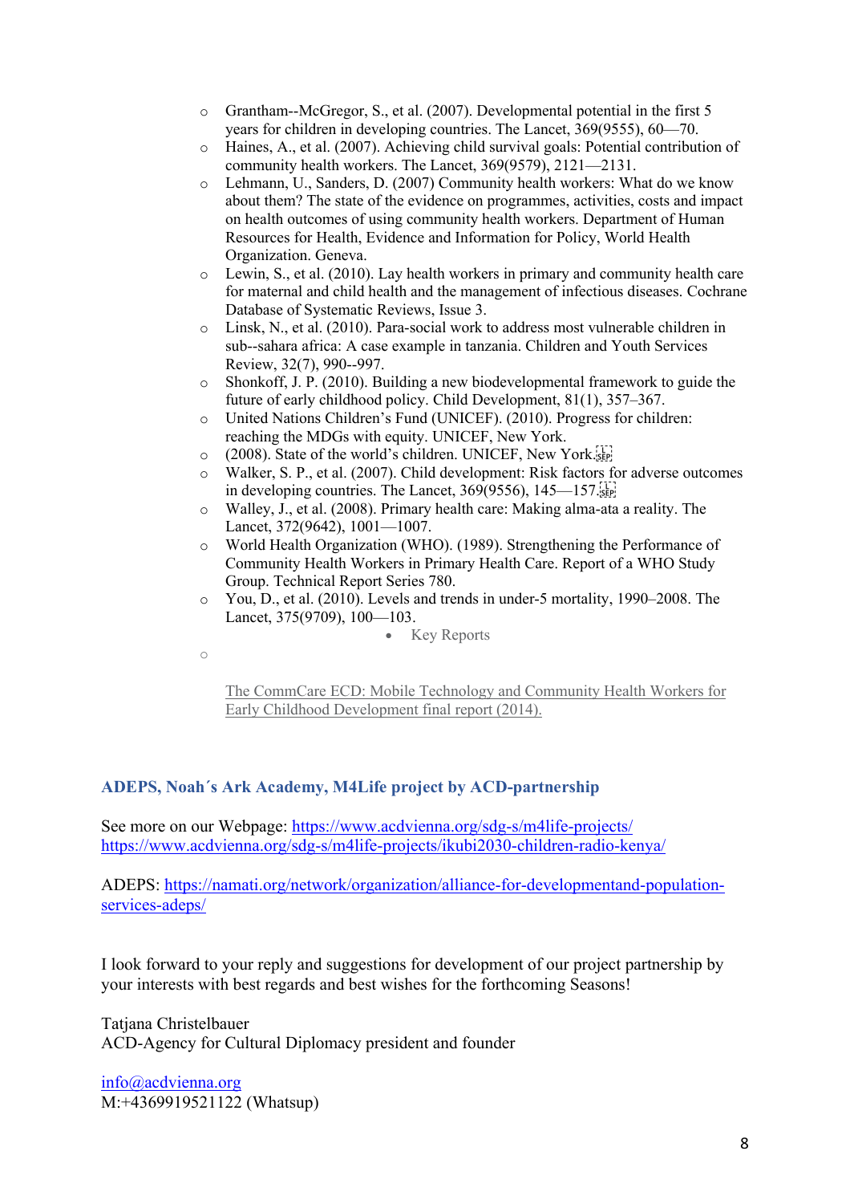- Grantham--McGregor, S., et al. (2007). Developmental potential in the first 5 years for children in developing countries. The Lancet, 369(9555), 60—70.
- Haines, A., et al. (2007). Achieving child survival goals: Potential contribution of community health workers. The Lancet, 369(9579), 2121—2131.
- Lehmann, U., Sanders, D. (2007) Community health workers: What do we know about them? The state of the evidence on programmes, activities, costs and impact on health outcomes of using community health workers. Department of Human Resources for Health, Evidence and Information for Policy, World Health Organization. Geneva.
- Lewin, S., et al. (2010). Lay health workers in primary and community health care for maternal and child health and the management of infectious diseases. Cochrane Database of Systematic Reviews, Issue 3.
- Linsk, N., et al. (2010). Para-social work to address most vulnerable children in sub--sahara africa: A case example in tanzania. Children and Youth Services Review, 32(7), 990--997.
- Shonkoff, J. P. (2010). Building a new biodevelopmental framework to guide the future of early childhood policy. Child Development, 81(1), 357–367.
- United Nations Children's Fund (UNICEF). (2010). Progress for children: reaching the MDGs with equity. UNICEF, New York.
- (2008). State of the world's children. UNICEF, New York.
- Walker, S. P., et al. (2007). Child development: Risk factors for adverse outcomes in developing countries. The Lancet, 369(9556), 145—157.
- Walley, J., et al. (2008). Primary health care: Making alma-ata a reality. The Lancet, 372(9642), 1001—1007.
- World Health Organization (WHO). (1989). Strengthening the Performance of Community Health Workers in Primary Health Care. Report of a WHO Study Group. Technical Report Series 780.
- You, D., et al. (2010). Levels and trends in under-5 mortality, 1990–2008. The Lancet, 375(9709), 100—103.

- Key Reports

- The CommCare ECD: Mobile Technology and Community Health Workers for Early Childhood Development final report (2014).

### ADEPS, Noah´s Ark Academy, M4Life project by ACD-partnership

See more on our Webpage: https://www.acdvienna.org/sdg-s/m4life-projects/
https://www.acdvienna.org/sdg-s/m4life-projects/ikubi2030-children-radio-kenya/

ADEPS: https://namati.org/network/organization/alliance-for-developmentand-population-services-adeps/

I look forward to your reply and suggestions for development of our project partnership by your interests with best regards and best wishes for the forthcoming Seasons!

Tatjana Christelbauer
ACD-Agency for Cultural Diplomacy president and founder

info@acdvienna.org
M:+4369919521122 (Whatsup)